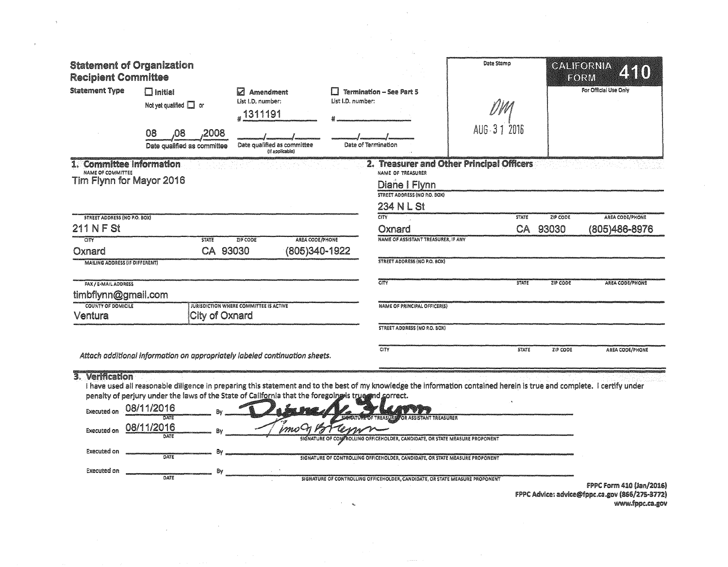# Statement of Organization
## Recipient Committee

**CALIFORNIA FORM 410**

For Official Use Only

Date Stamp: DM AUG 31 2016

**Statement Type**

- ☐ Initial — Not yet qualified ☐ or 08/08/2008 — Date qualified as committee
- ☑ Amendment — List I.D. number: #1311191 — Date qualified as committee (if applicable): \_\_/\_\_/\_\_
- ☐ Termination – See Part 5 — List I.D. number: # \_\_ — Date of Termination: \_\_/\_\_/\_\_

### 1. Committee Information

| Field | Value |
|---|---|
| NAME OF COMMITTEE | Tim Flynn for Mayor 2016 |
| STREET ADDRESS (NO P.O. BOX) | 211 N F St |
| CITY | Oxnard |
| STATE | CA |
| ZIP CODE | 93030 |
| AREA CODE/PHONE | (805)340-1922 |
| MAILING ADDRESS (IF DIFFERENT) | |
| FAX / E-MAIL ADDRESS | timbflynn@gmail.com |
| COUNTY OF DOMICILE | Ventura |
| JURISDICTION WHERE COMMITTEE IS ACTIVE | City of Oxnard |

*Attach additional information on appropriately labeled continuation sheets.*

### 2. Treasurer and Other Principal Officers

| Field | Value |
|---|---|
| NAME OF TREASURER | Diane I Flynn |
| STREET ADDRESS (NO P.O. BOX) | 234 N L St |
| CITY | Oxnard |
| STATE | CA |
| ZIP CODE | 93030 |
| AREA CODE/PHONE | (805)486-8976 |
| NAME OF ASSISTANT TREASURER, IF ANY | |
| STREET ADDRESS (NO P.O. BOX) | |
| CITY / STATE / ZIP CODE / AREA CODE/PHONE | |
| NAME OF PRINCIPAL OFFICER(S) | |
| STREET ADDRESS (NO P.O. BOX) | |
| CITY / STATE / ZIP CODE / AREA CODE/PHONE | |

### 3. Verification

I have used all reasonable diligence in preparing this statement and to the best of my knowledge the information contained herein is true and complete. I certify under penalty of perjury under the laws of the State of California that the foregoing is true and correct.

| Executed on (DATE) | By | |
|---|---|---|
| 08/11/2016 | Diane I. Flynn (signature) | SIGNATURE OF TREASURER OR ASSISTANT TREASURER |
| 08/11/2016 | Timothy B Flynn (signature) | SIGNATURE OF CONTROLLING OFFICEHOLDER, CANDIDATE, OR STATE MEASURE PROPONENT |
| | | SIGNATURE OF CONTROLLING OFFICEHOLDER, CANDIDATE, OR STATE MEASURE PROPONENT |
| | | SIGNATURE OF CONTROLLING OFFICEHOLDER, CANDIDATE, OR STATE MEASURE PROPONENT |

FPPC Form 410 (Jan/2016)
FPPC Advice: advice@fppc.ca.gov (866/275-3772)
www.fppc.ca.gov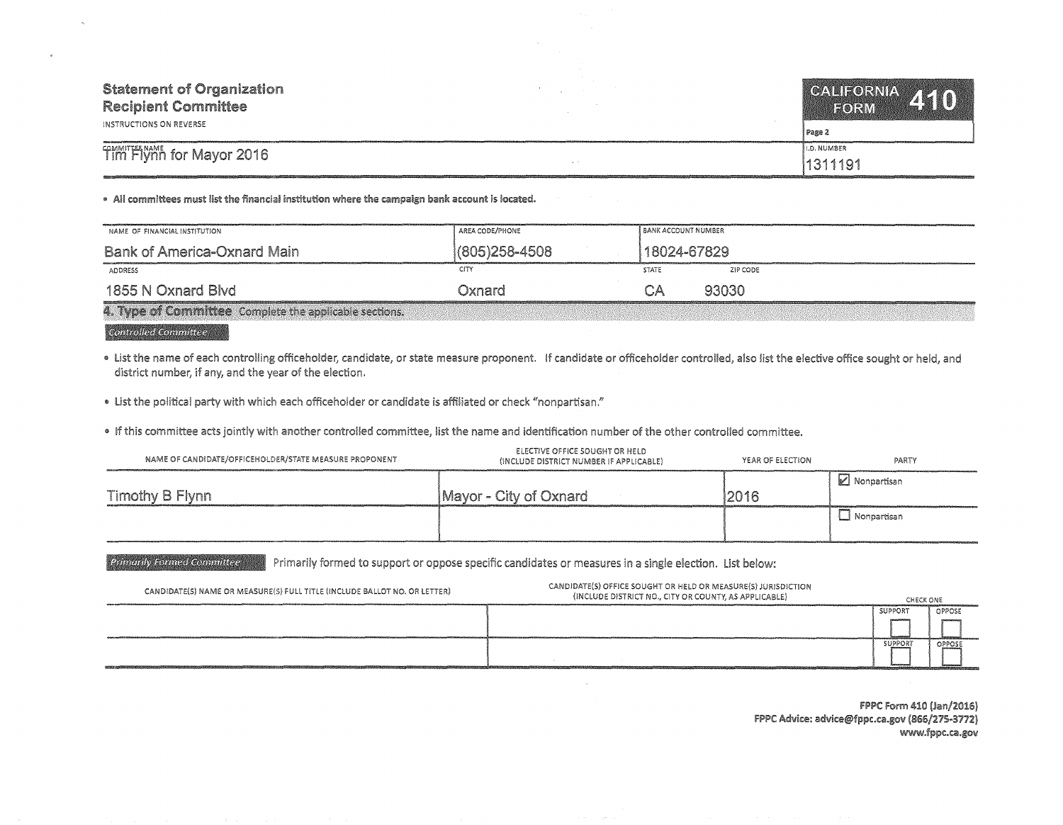# Statement of Organization
## Recipient Committee

INSTRUCTIONS ON REVERSE

**CALIFORNIA FORM 410**

Page 2

| COMMITTEE NAME | I.D. NUMBER |
|---|---|
| Tim Flynn for Mayor 2016 | 1311191 |

- **All committees must list the financial institution where the campaign bank account is located.**

| NAME OF FINANCIAL INSTITUTION | AREA CODE/PHONE | BANK ACCOUNT NUMBER | |
|---|---|---|---|
| Bank of America-Oxnard Main | (805)258-4508 | 18024-67829 | |
| **ADDRESS** | **CITY** | **STATE** | **ZIP CODE** |
| 1855 N Oxnard Blvd | Oxnard | CA | 93030 |

## 4. Type of Committee Complete the applicable sections.

### Controlled Committee

- List the name of each controlling officeholder, candidate, or state measure proponent. If candidate or officeholder controlled, also list the elective office sought or held, and district number, if any, and the year of the election.
- List the political party with which each officeholder or candidate is affiliated or check "nonpartisan."
- If this committee acts jointly with another controlled committee, list the name and identification number of the other controlled committee.

| NAME OF CANDIDATE/OFFICEHOLDER/STATE MEASURE PROPONENT | ELECTIVE OFFICE SOUGHT OR HELD (INCLUDE DISTRICT NUMBER IF APPLICABLE) | YEAR OF ELECTION | PARTY |
|---|---|---|---|
| Timothy B Flynn | Mayor - City of Oxnard | 2016 | ☑ Nonpartisan |
| | | | ☐ Nonpartisan |

### Primarily Formed Committee

Primarily formed to support or oppose specific candidates or measures in a single election. List below:

| CANDIDATE(S) NAME OR MEASURE(S) FULL TITLE (INCLUDE BALLOT NO. OR LETTER) | CANDIDATE(S) OFFICE SOUGHT OR HELD OR MEASURE(S) JURISDICTION (INCLUDE DISTRICT NO., CITY OR COUNTY, AS APPLICABLE) | CHECK ONE | |
|---|---|---|---|
| | | ☐ SUPPORT | ☐ OPPOSE |
| | | ☐ SUPPORT | ☐ OPPOSE |

FPPC Form 410 (Jan/2016)
FPPC Advice: advice@fppc.ca.gov (866/275-3772)
www.fppc.ca.gov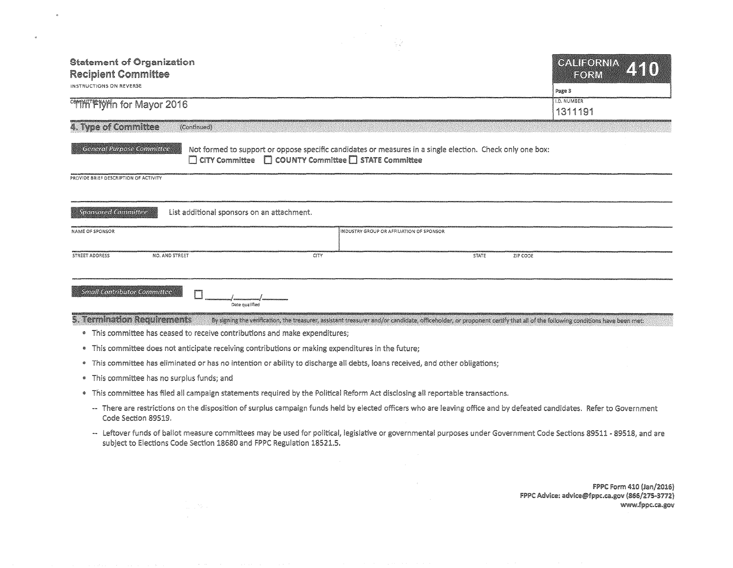# Statement of Organization
## Recipient Committee

INSTRUCTIONS ON REVERSE

**CALIFORNIA FORM 410**

Page 3

COMMITTEE NAME: Tim Flynn for Mayor 2016

I.D. NUMBER: 1311191

## 4. Type of Committee (Continued)

**General Purpose Committee** — Not formed to support or oppose specific candidates or measures in a single election. Check only one box:

☐ CITY Committee ☐ COUNTY Committee ☐ STATE Committee

PROVIDE BRIEF DESCRIPTION OF ACTIVITY

**Sponsored Committee** — List additional sponsors on an attachment.

| NAME OF SPONSOR | INDUSTRY GROUP OR AFFILIATION OF SPONSOR | | | |
|---|---|---|---|---|
| STREET ADDRESS NO. AND STREET | CITY | STATE | ZIP CODE | |

**Small Contributor Committee** ☐ ____/____/____ Date qualified

## 5. Termination Requirements

By signing the verification, the treasurer, assistant treasurer and/or candidate, officeholder, or proponent certify that all of the following conditions have been met:

- This committee has ceased to receive contributions and make expenditures;
- This committee does not anticipate receiving contributions or making expenditures in the future;
- This committee has eliminated or has no intention or ability to discharge all debts, loans received, and other obligations;
- This committee has no surplus funds; and
- This committee has filed all campaign statements required by the Political Reform Act disclosing all reportable transactions.
  - -- There are restrictions on the disposition of surplus campaign funds held by elected officers who are leaving office and by defeated candidates. Refer to Government Code Section 89519.
  - -- Leftover funds of ballot measure committees may be used for political, legislative or governmental purposes under Government Code Sections 89511 - 89518, and are subject to Elections Code Section 18680 and FPPC Regulation 18521.5.

FPPC Form 410 (Jan/2016)
FPPC Advice: advice@fppc.ca.gov (866/275-3772)
www.fppc.ca.gov